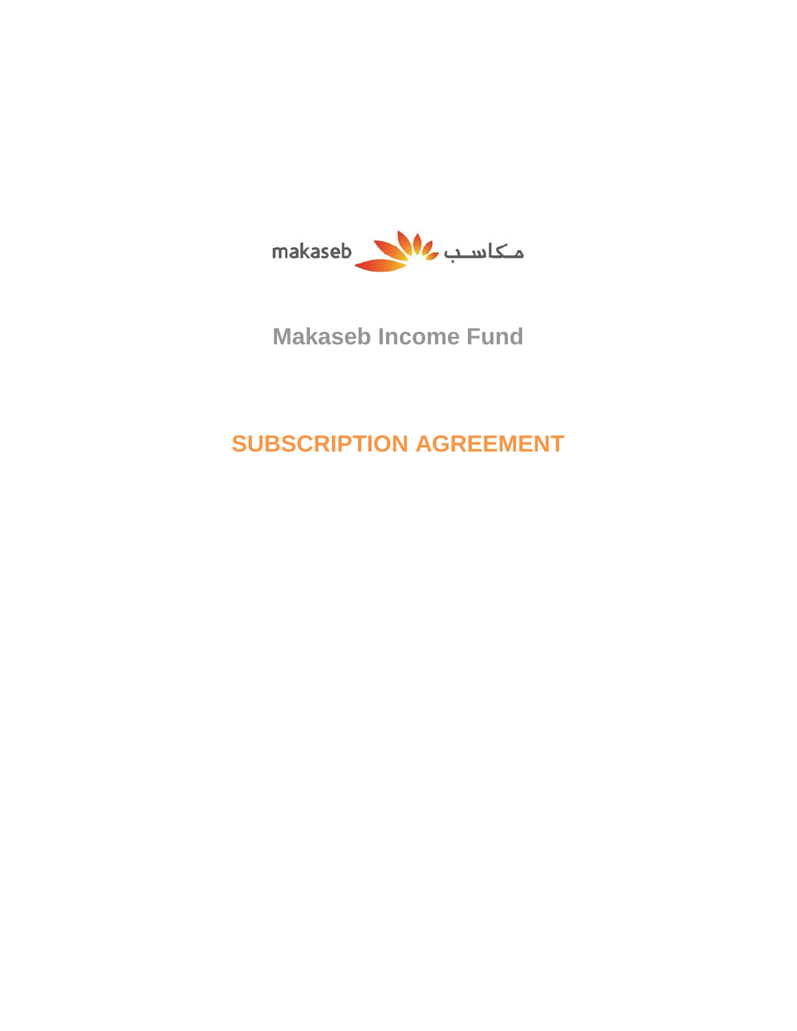makaseb مـكاسـب

# Makaseb Income Fund

# SUBSCRIPTION AGREEMENT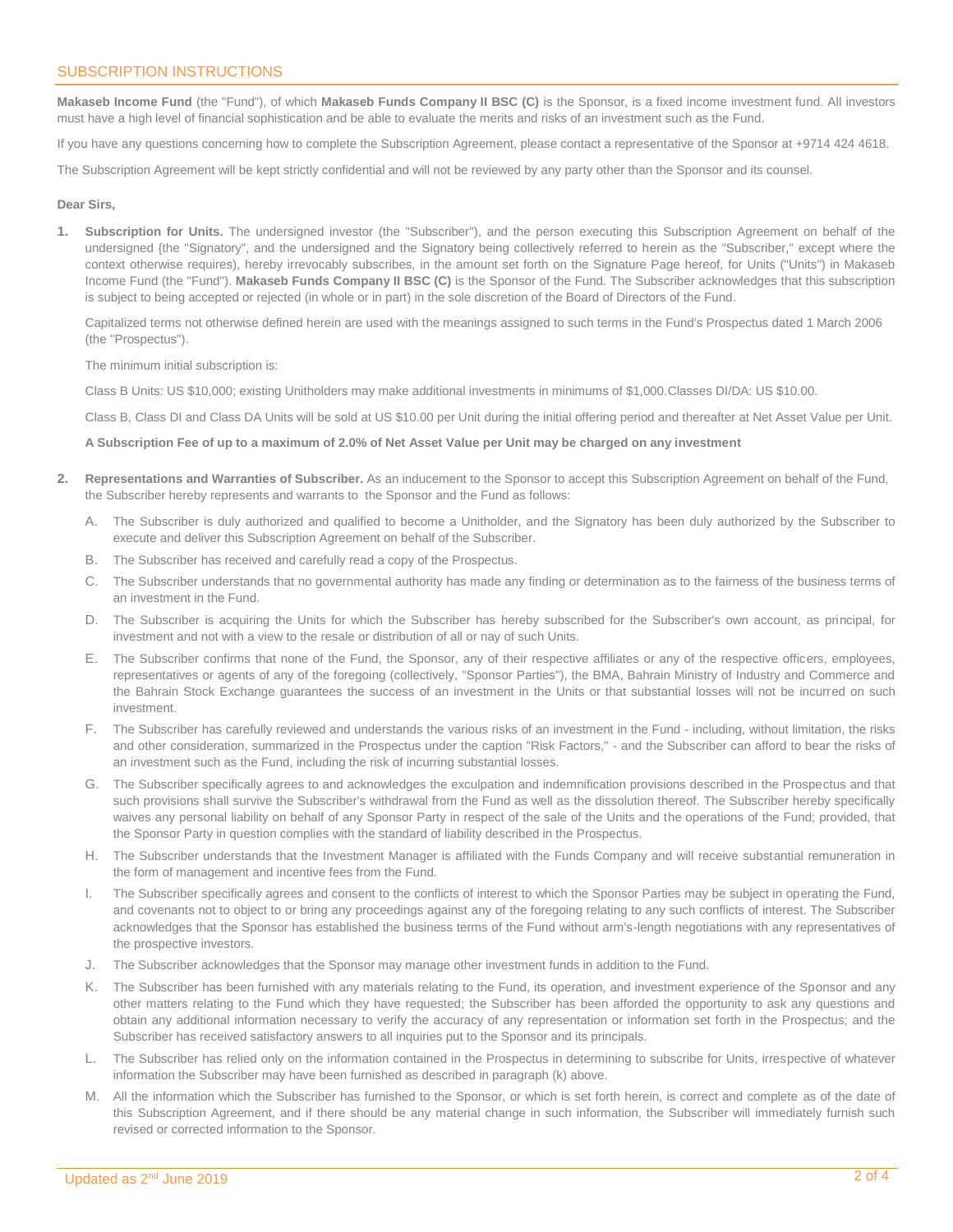## SUBSCRIPTION INSTRUCTIONS

**Makaseb Income Fund** (the "Fund"), of which **Makaseb Funds Company II BSC (C)** is the Sponsor, is a fixed income investment fund. All investors must have a high level of financial sophistication and be able to evaluate the merits and risks of an investment such as the Fund.

If you have any questions concerning how to complete the Subscription Agreement, please contact a representative of the Sponsor at +9714 424 4618.

The Subscription Agreement will be kept strictly confidential and will not be reviewed by any party other than the Sponsor and its counsel.

**Dear Sirs,**

1. **Subscription for Units.** The undersigned investor (the "Subscriber"), and the person executing this Subscription Agreement on behalf of the undersigned {the "Signatory", and the undersigned and the Signatory being collectively referred to herein as the "Subscriber," except where the context otherwise requires), hereby irrevocably subscribes, in the amount set forth on the Signature Page hereof, for Units ("Units") in Makaseb Income Fund (the "Fund"). **Makaseb Funds Company II BSC (C)** is the Sponsor of the Fund. The Subscriber acknowledges that this subscription is subject to being accepted or rejected (in whole or in part) in the sole discretion of the Board of Directors of the Fund.

   Capitalized terms not otherwise defined herein are used with the meanings assigned to such terms in the Fund's Prospectus dated 1 March 2006 (the "Prospectus").

   The minimum initial subscription is:

   Class B Units: US $10,000; existing Unitholders may make additional investments in minimums of $1,000.Classes DI/DA: US $10.00.

   Class B, Class DI and Class DA Units will be sold at US $10.00 per Unit during the initial offering period and thereafter at Net Asset Value per Unit.

   **A Subscription Fee of up to a maximum of 2.0% of Net Asset Value per Unit may be charged on any investment**

2. **Representations and Warranties of Subscriber.** As an inducement to the Sponsor to accept this Subscription Agreement on behalf of the Fund, the Subscriber hereby represents and warrants to the Sponsor and the Fund as follows:

   A. The Subscriber is duly authorized and qualified to become a Unitholder, and the Signatory has been duly authorized by the Subscriber to execute and deliver this Subscription Agreement on behalf of the Subscriber.

   B. The Subscriber has received and carefully read a copy of the Prospectus.

   C. The Subscriber understands that no governmental authority has made any finding or determination as to the fairness of the business terms of an investment in the Fund.

   D. The Subscriber is acquiring the Units for which the Subscriber has hereby subscribed for the Subscriber's own account, as principal, for investment and not with a view to the resale or distribution of all or nay of such Units.

   E. The Subscriber confirms that none of the Fund, the Sponsor, any of their respective affiliates or any of the respective officers, employees, representatives or agents of any of the foregoing (collectively, "Sponsor Parties"), the BMA, Bahrain Ministry of Industry and Commerce and the Bahrain Stock Exchange guarantees the success of an investment in the Units or that substantial losses will not be incurred on such investment.

   F. The Subscriber has carefully reviewed and understands the various risks of an investment in the Fund - including, without limitation, the risks and other consideration, summarized in the Prospectus under the caption "Risk Factors," - and the Subscriber can afford to bear the risks of an investment such as the Fund, including the risk of incurring substantial losses.

   G. The Subscriber specifically agrees to and acknowledges the exculpation and indemnification provisions described in the Prospectus and that such provisions shall survive the Subscriber's withdrawal from the Fund as well as the dissolution thereof. The Subscriber hereby specifically waives any personal liability on behalf of any Sponsor Party in respect of the sale of the Units and the operations of the Fund; provided, that the Sponsor Party in question complies with the standard of liability described in the Prospectus.

   H. The Subscriber understands that the Investment Manager is affiliated with the Funds Company and will receive substantial remuneration in the form of management and incentive fees from the Fund.

   I. The Subscriber specifically agrees and consent to the conflicts of interest to which the Sponsor Parties may be subject in operating the Fund, and covenants not to object to or bring any proceedings against any of the foregoing relating to any such conflicts of interest. The Subscriber acknowledges that the Sponsor has established the business terms of the Fund without arm's-length negotiations with any representatives of the prospective investors.

   J. The Subscriber acknowledges that the Sponsor may manage other investment funds in addition to the Fund.

   K. The Subscriber has been furnished with any materials relating to the Fund, its operation, and investment experience of the Sponsor and any other matters relating to the Fund which they have requested; the Subscriber has been afforded the opportunity to ask any questions and obtain any additional information necessary to verify the accuracy of any representation or information set forth in the Prospectus; and the Subscriber has received satisfactory answers to all inquiries put to the Sponsor and its principals.

   L. The Subscriber has relied only on the information contained in the Prospectus in determining to subscribe for Units, irrespective of whatever information the Subscriber may have been furnished as described in paragraph (k) above.

   M. All the information which the Subscriber has furnished to the Sponsor, or which is set forth herein, is correct and complete as of the date of this Subscription Agreement, and if there should be any material change in such information, the Subscriber will immediately furnish such revised or corrected information to the Sponsor.

Updated as 2nd June 2019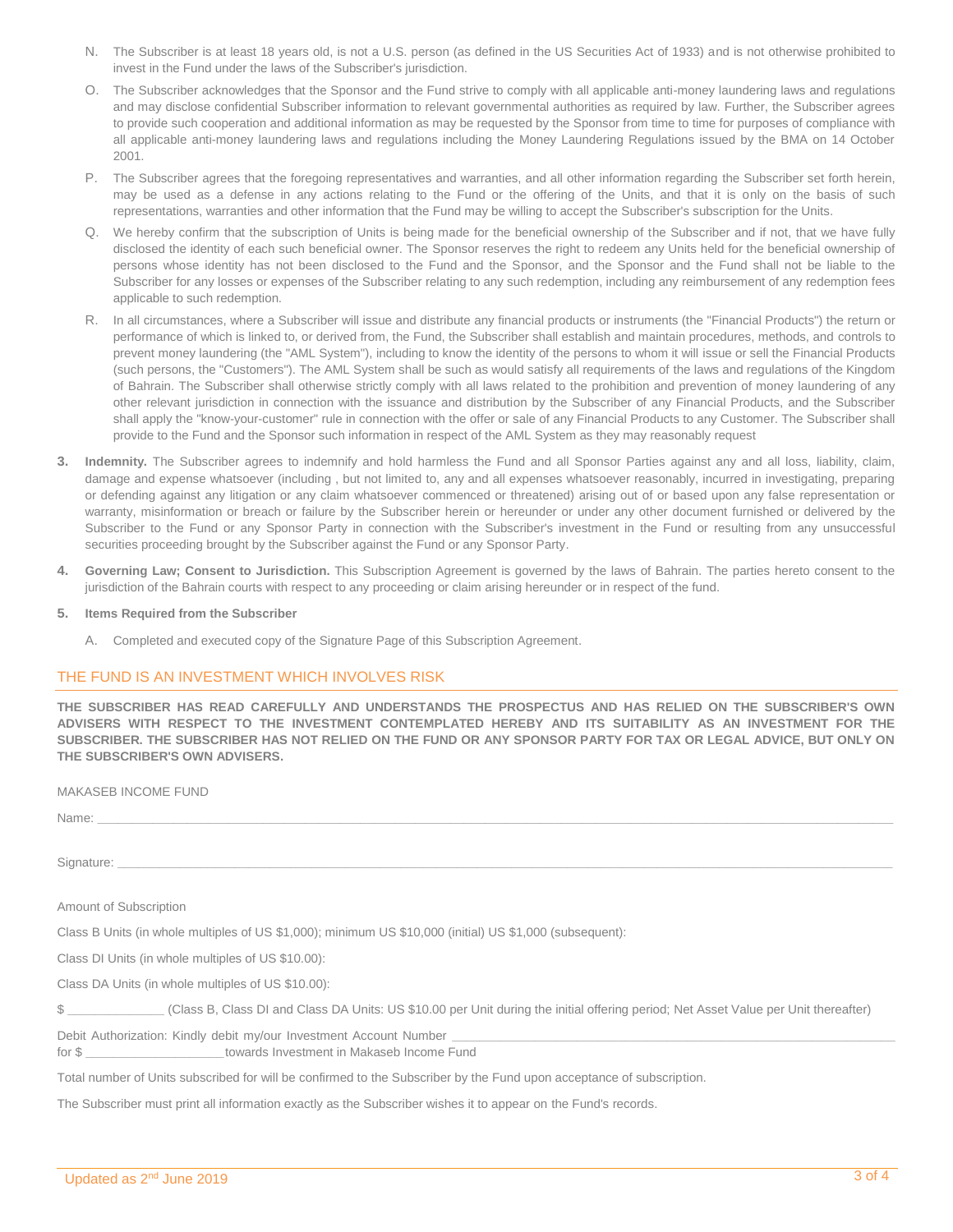N. The Subscriber is at least 18 years old, is not a U.S. person (as defined in the US Securities Act of 1933) and is not otherwise prohibited to invest in the Fund under the laws of the Subscriber's jurisdiction.

O. The Subscriber acknowledges that the Sponsor and the Fund strive to comply with all applicable anti-money laundering laws and regulations and may disclose confidential Subscriber information to relevant governmental authorities as required by law. Further, the Subscriber agrees to provide such cooperation and additional information as may be requested by the Sponsor from time to time for purposes of compliance with all applicable anti-money laundering laws and regulations including the Money Laundering Regulations issued by the BMA on 14 October 2001.

P. The Subscriber agrees that the foregoing representatives and warranties, and all other information regarding the Subscriber set forth herein, may be used as a defense in any actions relating to the Fund or the offering of the Units, and that it is only on the basis of such representations, warranties and other information that the Fund may be willing to accept the Subscriber's subscription for the Units.

Q. We hereby confirm that the subscription of Units is being made for the beneficial ownership of the Subscriber and if not, that we have fully disclosed the identity of each such beneficial owner. The Sponsor reserves the right to redeem any Units held for the beneficial ownership of persons whose identity has not been disclosed to the Fund and the Sponsor, and the Sponsor and the Fund shall not be liable to the Subscriber for any losses or expenses of the Subscriber relating to any such redemption, including any reimbursement of any redemption fees applicable to such redemption.

R. In all circumstances, where a Subscriber will issue and distribute any financial products or instruments (the "Financial Products") the return or performance of which is linked to, or derived from, the Fund, the Subscriber shall establish and maintain procedures, methods, and controls to prevent money laundering (the "AML System"), including to know the identity of the persons to whom it will issue or sell the Financial Products (such persons, the "Customers"). The AML System shall be such as would satisfy all requirements of the laws and regulations of the Kingdom of Bahrain. The Subscriber shall otherwise strictly comply with all laws related to the prohibition and prevention of money laundering of any other relevant jurisdiction in connection with the issuance and distribution by the Subscriber of any Financial Products, and the Subscriber shall apply the "know-your-customer" rule in connection with the offer or sale of any Financial Products to any Customer. The Subscriber shall provide to the Fund and the Sponsor such information in respect of the AML System as they may reasonably request

3. **Indemnity.** The Subscriber agrees to indemnify and hold harmless the Fund and all Sponsor Parties against any and all loss, liability, claim, damage and expense whatsoever (including , but not limited to, any and all expenses whatsoever reasonably, incurred in investigating, preparing or defending against any litigation or any claim whatsoever commenced or threatened) arising out of or based upon any false representation or warranty, misinformation or breach or failure by the Subscriber herein or hereunder or under any other document furnished or delivered by the Subscriber to the Fund or any Sponsor Party in connection with the Subscriber's investment in the Fund or resulting from any unsuccessful securities proceeding brought by the Subscriber against the Fund or any Sponsor Party.

4. **Governing Law; Consent to Jurisdiction.** This Subscription Agreement is governed by the laws of Bahrain. The parties hereto consent to the jurisdiction of the Bahrain courts with respect to any proceeding or claim arising hereunder or in respect of the fund.

5. **Items Required from the Subscriber**

   A. Completed and executed copy of the Signature Page of this Subscription Agreement.

## THE FUND IS AN INVESTMENT WHICH INVOLVES RISK

**THE SUBSCRIBER HAS READ CAREFULLY AND UNDERSTANDS THE PROSPECTUS AND HAS RELIED ON THE SUBSCRIBER'S OWN ADVISERS WITH RESPECT TO THE INVESTMENT CONTEMPLATED HEREBY AND ITS SUITABILITY AS AN INVESTMENT FOR THE SUBSCRIBER. THE SUBSCRIBER HAS NOT RELIED ON THE FUND OR ANY SPONSOR PARTY FOR TAX OR LEGAL ADVICE, BUT ONLY ON THE SUBSCRIBER'S OWN ADVISERS.**

MAKASEB INCOME FUND

Name: ______________________________________________

Signature: ______________________________________________

Amount of Subscription

Class B Units (in whole multiples of US $1,000); minimum US $10,000 (initial) US $1,000 (subsequent):

Class DI Units (in whole multiples of US $10.00):

Class DA Units (in whole multiples of US $10.00):

$ _____________ (Class B, Class DI and Class DA Units: US $10.00 per Unit during the initial offering period; Net Asset Value per Unit thereafter)

Debit Authorization: Kindly debit my/our Investment Account Number ______________________________________________
for $ ___________________towards Investment in Makaseb Income Fund

Total number of Units subscribed for will be confirmed to the Subscriber by the Fund upon acceptance of subscription.

The Subscriber must print all information exactly as the Subscriber wishes it to appear on the Fund's records.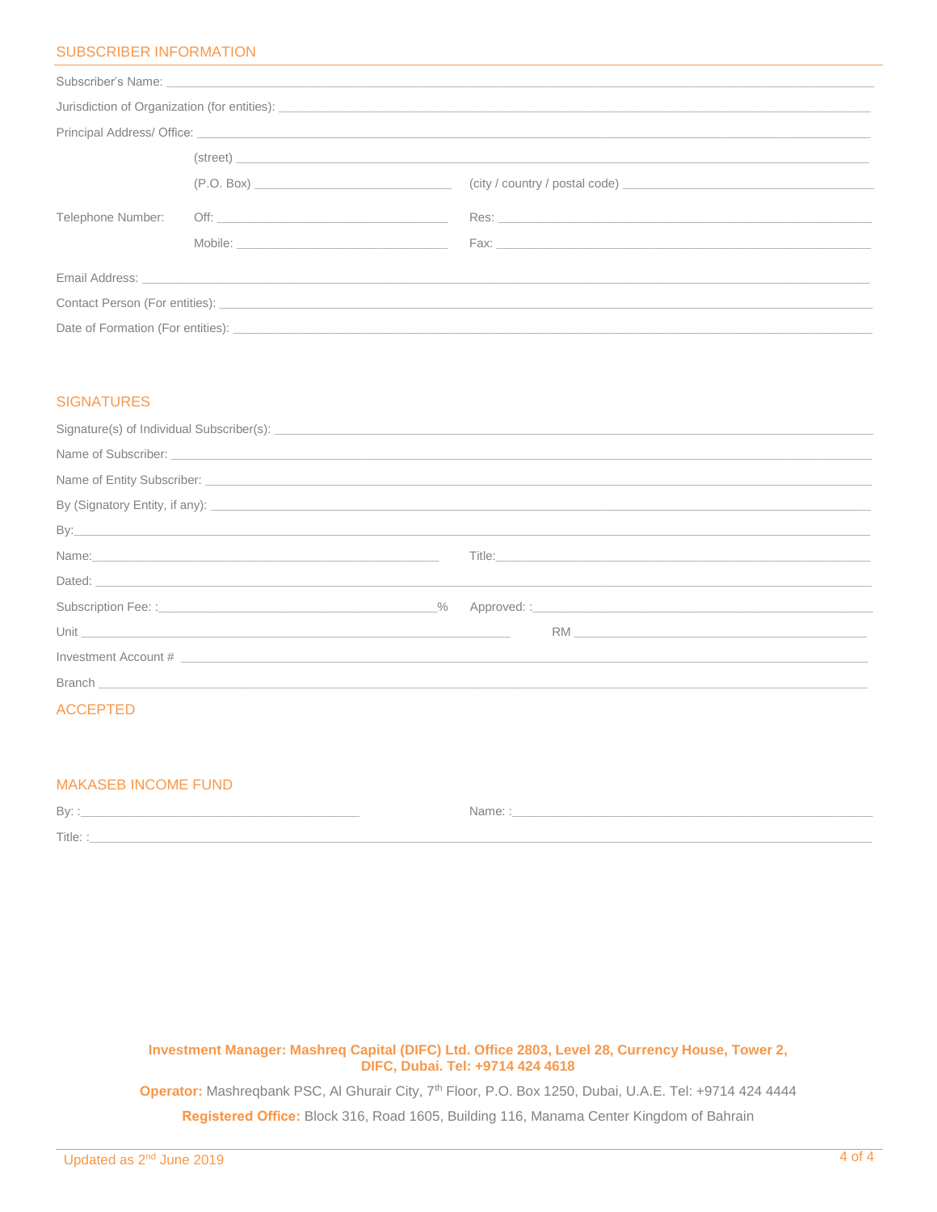## SUBSCRIBER INFORMATION

Subscriber's Name: \_\_\_\_\_\_\_\_\_\_\_\_\_\_\_\_\_\_\_\_\_\_\_\_\_\_\_\_\_\_\_\_\_\_\_\_\_\_\_\_

Jurisdiction of Organization (for entities): \_\_\_\_\_\_\_\_\_\_\_\_\_\_\_\_\_\_\_\_\_\_\_\_\_\_\_\_\_\_

Principal Address/ Office: \_\_\_\_\_\_\_\_\_\_\_\_\_\_\_\_\_\_\_\_\_\_\_\_\_\_\_\_\_\_\_\_\_\_\_\_

(street) \_\_\_\_\_\_\_\_\_\_\_\_\_\_\_\_\_\_\_\_\_\_\_\_\_\_\_\_\_\_\_\_\_\_\_\_\_\_\_\_

(P.O. Box) \_\_\_\_\_\_\_\_\_\_\_\_\_\_\_\_\_\_\_\_ (city / country / postal code) \_\_\_\_\_\_\_\_\_\_\_\_\_\_\_\_\_\_\_\_

Telephone Number: Off: \_\_\_\_\_\_\_\_\_\_\_\_\_\_\_\_\_\_\_\_ Res: \_\_\_\_\_\_\_\_\_\_\_\_\_\_\_\_\_\_\_\_

Mobile: \_\_\_\_\_\_\_\_\_\_\_\_\_\_\_\_\_\_\_\_ Fax: \_\_\_\_\_\_\_\_\_\_\_\_\_\_\_\_\_\_\_\_

Email Address: \_\_\_\_\_\_\_\_\_\_\_\_\_\_\_\_\_\_\_\_\_\_\_\_\_\_\_\_\_\_\_\_\_\_\_\_\_\_\_\_

Contact Person (For entities): \_\_\_\_\_\_\_\_\_\_\_\_\_\_\_\_\_\_\_\_\_\_\_\_\_\_\_\_\_\_\_\_\_\_\_\_

Date of Formation (For entities): \_\_\_\_\_\_\_\_\_\_\_\_\_\_\_\_\_\_\_\_\_\_\_\_\_\_\_\_\_\_\_\_\_\_

## SIGNATURES

Signature(s) of Individual Subscriber(s): \_\_\_\_\_\_\_\_\_\_\_\_\_\_\_\_\_\_\_\_\_\_\_\_\_\_\_\_\_\_

Name of Subscriber: \_\_\_\_\_\_\_\_\_\_\_\_\_\_\_\_\_\_\_\_\_\_\_\_\_\_\_\_\_\_\_\_\_\_\_\_\_\_

Name of Entity Subscriber: \_\_\_\_\_\_\_\_\_\_\_\_\_\_\_\_\_\_\_\_\_\_\_\_\_\_\_\_\_\_\_\_\_\_

By (Signatory Entity, if any): \_\_\_\_\_\_\_\_\_\_\_\_\_\_\_\_\_\_\_\_\_\_\_\_\_\_\_\_\_\_\_\_

By: \_\_\_\_\_\_\_\_\_\_\_\_\_\_\_\_\_\_\_\_\_\_\_\_\_\_\_\_\_\_\_\_\_\_\_\_\_\_\_\_\_\_\_\_

Name: \_\_\_\_\_\_\_\_\_\_\_\_\_\_\_\_\_\_\_\_ Title: \_\_\_\_\_\_\_\_\_\_\_\_\_\_\_\_\_\_\_\_

Dated: \_\_\_\_\_\_\_\_\_\_\_\_\_\_\_\_\_\_\_\_\_\_\_\_\_\_\_\_\_\_\_\_\_\_\_\_\_\_\_\_\_\_

Subscription Fee: : \_\_\_\_\_\_\_\_\_\_\_\_\_\_\_\_\_\_\_\_ % Approved: : \_\_\_\_\_\_\_\_\_\_\_\_\_\_\_\_\_\_\_\_

Unit \_\_\_\_\_\_\_\_\_\_\_\_\_\_\_\_\_\_\_\_ RM \_\_\_\_\_\_\_\_\_\_\_\_\_\_\_\_\_\_\_\_

Investment Account # \_\_\_\_\_\_\_\_\_\_\_\_\_\_\_\_\_\_\_\_\_\_\_\_\_\_\_\_\_\_\_\_\_\_\_\_

Branch \_\_\_\_\_\_\_\_\_\_\_\_\_\_\_\_\_\_\_\_\_\_\_\_\_\_\_\_\_\_\_\_\_\_\_\_\_\_\_\_\_\_

## ACCEPTED

## MAKASEB INCOME FUND

By: : \_\_\_\_\_\_\_\_\_\_\_\_\_\_\_\_\_\_\_\_ Name: : \_\_\_\_\_\_\_\_\_\_\_\_\_\_\_\_\_\_\_\_

Title: : \_\_\_\_\_\_\_\_\_\_\_\_\_\_\_\_\_\_\_\_\_\_\_\_\_\_\_\_\_\_\_\_\_\_\_\_\_\_\_\_

**Investment Manager: Mashreq Capital (DIFC) Ltd. Office 2803, Level 28, Currency House, Tower 2, DIFC, Dubai. Tel: +9714 424 4618**

**Operator:** Mashreqbank PSC, Al Ghurair City, 7th Floor, P.O. Box 1250, Dubai, U.A.E. Tel: +9714 424 4444

**Registered Office:** Block 316, Road 1605, Building 116, Manama Center Kingdom of Bahrain

Updated as 2nd June 2019